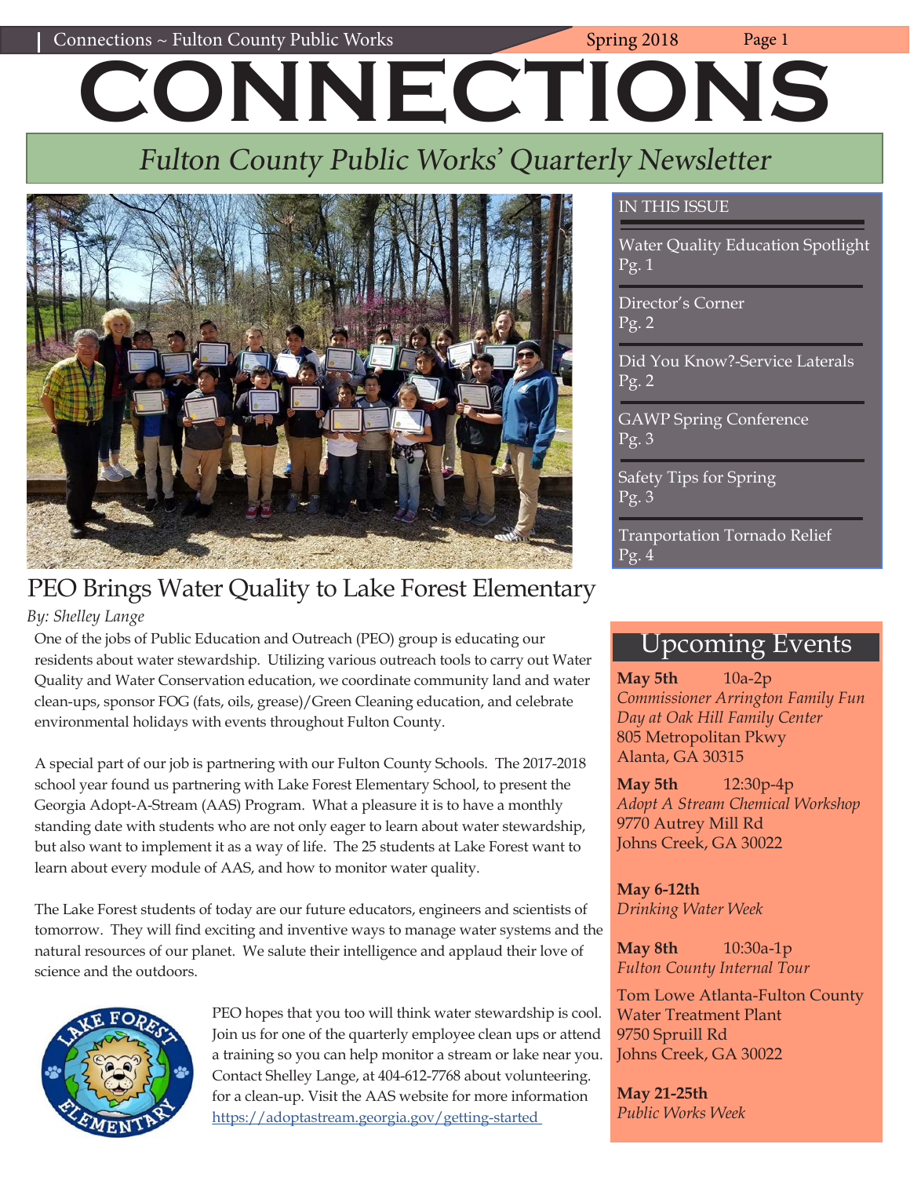# CONNECTIONS

## Fulton County Public Works' Quarterly Newsletter

## PEO Brings Water Quality to Lake Forest Elementary

*By: Shelley Lange*

One of the jobs of Public Education and Outreach (PEO) group is educating our residents about water stewardship. Utilizing various outreach tools to carry out Water Quality and Water Conservation education, we coordinate community land and water clean-ups, sponsor FOG (fats, oils, grease)/Green Cleaning education, and celebrate environmental holidays with events throughout Fulton County.

A special part of our job is partnering with our Fulton County Schools. The 2017-2018 school year found us partnering with Lake Forest Elementary School, to present the Georgia Adopt-A-Stream (AAS) Program. What a pleasure it is to have a monthly standing date with students who are not only eager to learn about water stewardship, but also want to implement it as a way of life. The 25 students at Lake Forest want to learn about every module of AAS, and how to monitor water quality.

The Lake Forest students of today are our future educators, engineers and scientists of tomorrow. They will find exciting and inventive ways to manage water systems and the natural resources of our planet. We salute their intelligence and applaud their love of science and the outdoors.

PEO hopes that you too will think water stewardship is cool. Join us for one of the quarterly employee clean ups or attend a training so you can help monitor a stream or lake near you. Contact Shelley Lange, at 404-612-7768 about volunteering. for a clean-up. Visit the AAS website for more information https://adoptastream.georgia.gov/getting-started

### IN THIS ISSUE

- Water Quality Education Spotlight Pg. 1
- Director's Corner Pg. 2
- Did You Know?-Service Laterals Pg. 2
- GAWP Spring Conference Pg. 3
- Safety Tips for Spring Pg. 3
- Tranportation Tornado Relief Pg. 4

### Upcoming Events

**May 5th** 10a-2p
*Commissioner Arrington Family Fun Day at Oak Hill Family Center*
805 Metropolitan Pkwy
Alanta, GA 30315

**May 5th** 12:30p-4p
*Adopt A Stream Chemical Workshop*
9770 Autrey Mill Rd
Johns Creek, GA 30022

**May 6-12th**
*Drinking Water Week*

**May 8th** 10:30a-1p
*Fulton County Internal Tour*
Tom Lowe Atlanta-Fulton County Water Treatment Plant
9750 Spruill Rd
Johns Creek, GA 30022

**May 21-25th**
*Public Works Week*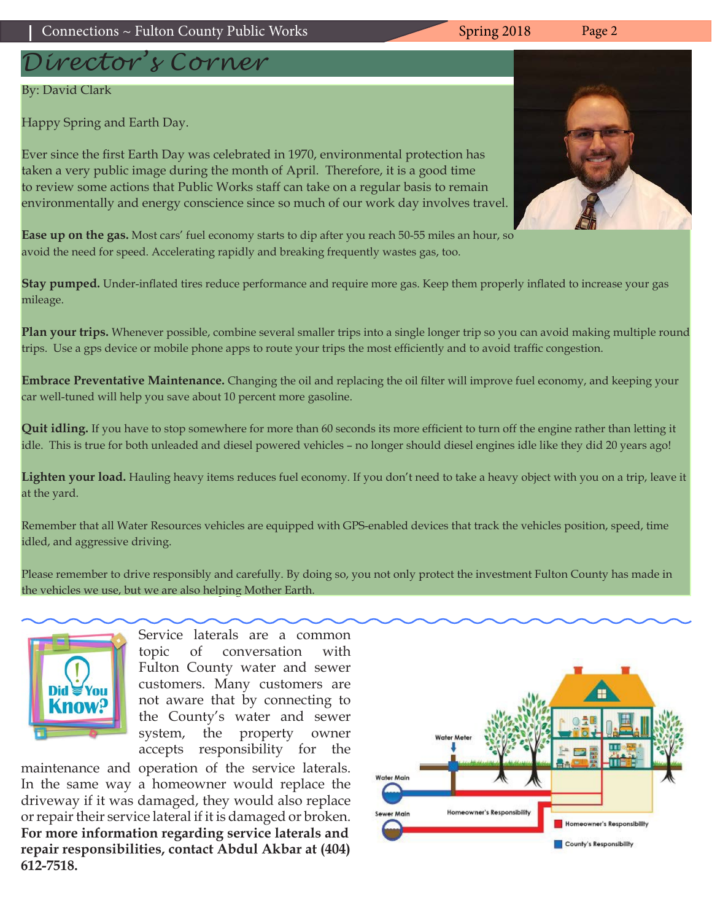# Director's Corner

By: David Clark

Happy Spring and Earth Day.

Ever since the first Earth Day was celebrated in 1970, environmental protection has taken a very public image during the month of April. Therefore, it is a good time to review some actions that Public Works staff can take on a regular basis to remain environmentally and energy conscience since so much of our work day involves travel.

**Ease up on the gas.** Most cars' fuel economy starts to dip after you reach 50-55 miles an hour, so avoid the need for speed. Accelerating rapidly and breaking frequently wastes gas, too.

**Stay pumped.** Under-inflated tires reduce performance and require more gas. Keep them properly inflated to increase your gas mileage.

**Plan your trips.** Whenever possible, combine several smaller trips into a single longer trip so you can avoid making multiple round trips. Use a gps device or mobile phone apps to route your trips the most efficiently and to avoid traffic congestion.

**Embrace Preventative Maintenance.** Changing the oil and replacing the oil filter will improve fuel economy, and keeping your car well-tuned will help you save about 10 percent more gasoline.

**Quit idling.** If you have to stop somewhere for more than 60 seconds its more efficient to turn off the engine rather than letting it idle. This is true for both unleaded and diesel powered vehicles – no longer should diesel engines idle like they did 20 years ago!

**Lighten your load.** Hauling heavy items reduces fuel economy. If you don't need to take a heavy object with you on a trip, leave it at the yard.

Remember that all Water Resources vehicles are equipped with GPS-enabled devices that track the vehicles position, speed, time idled, and aggressive driving.

Please remember to drive responsibly and carefully. By doing so, you not only protect the investment Fulton County has made in the vehicles we use, but we are also helping Mother Earth.

## Did You Know?

Service laterals are a common topic of conversation with Fulton County water and sewer customers. Many customers are not aware that by connecting to the County's water and sewer system, the property owner accepts responsibility for the maintenance and operation of the service laterals. In the same way a homeowner would replace the driveway if it was damaged, they would also replace or repair their service lateral if it is damaged or broken. **For more information regarding service laterals and repair responsibilities, contact Abdul Akbar at (404) 612-7518.**

Water Meter
Water Main
Sewer Main
Homeowner's Responsibility
Homeowner's Responsibility
County's Responsibility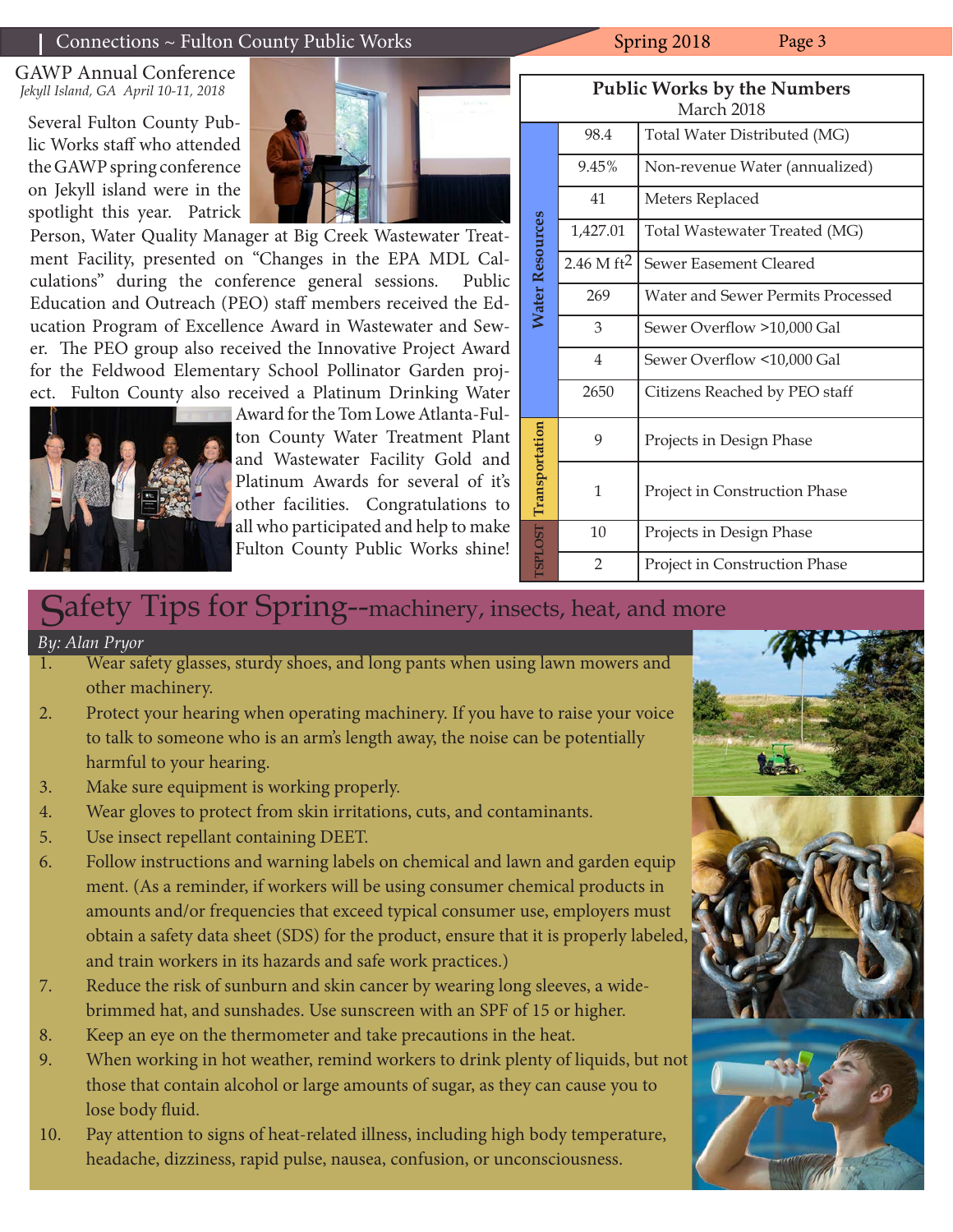## GAWP Annual Conference

*Jekyll Island, GA April 10-11, 2018*

Several Fulton County Public Works staff who attended the GAWP spring conference on Jekyll island were in the spotlight this year. Patrick Person, Water Quality Manager at Big Creek Wastewater Treatment Facility, presented on "Changes in the EPA MDL Calculations" during the conference general sessions. Public Education and Outreach (PEO) staff members received the Education Program of Excellence Award in Wastewater and Sewer. The PEO group also received the Innovative Project Award for the Feldwood Elementary School Pollinator Garden project. Fulton County also received a Platinum Drinking Water Award for the Tom Lowe Atlanta-Fulton County Water Treatment Plant and Wastewater Facility Gold and Platinum Awards for several of it's other facilities. Congratulations to all who participated and help to make Fulton County Public Works shine!

## Public Works by the Numbers

March 2018

| Category | Value | Measure |
|---|---|---|
| Water Resources | 98.4 | Total Water Distributed (MG) |
| | 9.45% | Non-revenue Water (annualized) |
| | 41 | Meters Replaced |
| | 1,427.01 | Total Wastewater Treated (MG) |
| | 2.46 M $ft^2$ | Sewer Easement Cleared |
| | 269 | Water and Sewer Permits Processed |
| | 3 | Sewer Overflow >10,000 Gal |
| | 4 | Sewer Overflow <10,000 Gal |
| | 2650 | Citizens Reached by PEO staff |
| Transportation | 9 | Projects in Design Phase |
| | 1 | Project in Construction Phase |
| TSPLOST | 10 | Projects in Design Phase |
| | 2 | Project in Construction Phase |

## Safety Tips for Spring--machinery, insects, heat, and more

*By: Alan Pryor*

1. Wear safety glasses, sturdy shoes, and long pants when using lawn mowers and other machinery.
2. Protect your hearing when operating machinery. If you have to raise your voice to talk to someone who is an arm's length away, the noise can be potentially harmful to your hearing.
3. Make sure equipment is working properly.
4. Wear gloves to protect from skin irritations, cuts, and contaminants.
5. Use insect repellant containing DEET.
6. Follow instructions and warning labels on chemical and lawn and garden equip ment. (As a reminder, if workers will be using consumer chemical products in amounts and/or frequencies that exceed typical consumer use, employers must obtain a safety data sheet (SDS) for the product, ensure that it is properly labeled, and train workers in its hazards and safe work practices.)
7. Reduce the risk of sunburn and skin cancer by wearing long sleeves, a wide-brimmed hat, and sunshades. Use sunscreen with an SPF of 15 or higher.
8. Keep an eye on the thermometer and take precautions in the heat.
9. When working in hot weather, remind workers to drink plenty of liquids, but not those that contain alcohol or large amounts of sugar, as they can cause you to lose body fluid.
10. Pay attention to signs of heat-related illness, including high body temperature, headache, dizziness, rapid pulse, nausea, confusion, or unconsciousness.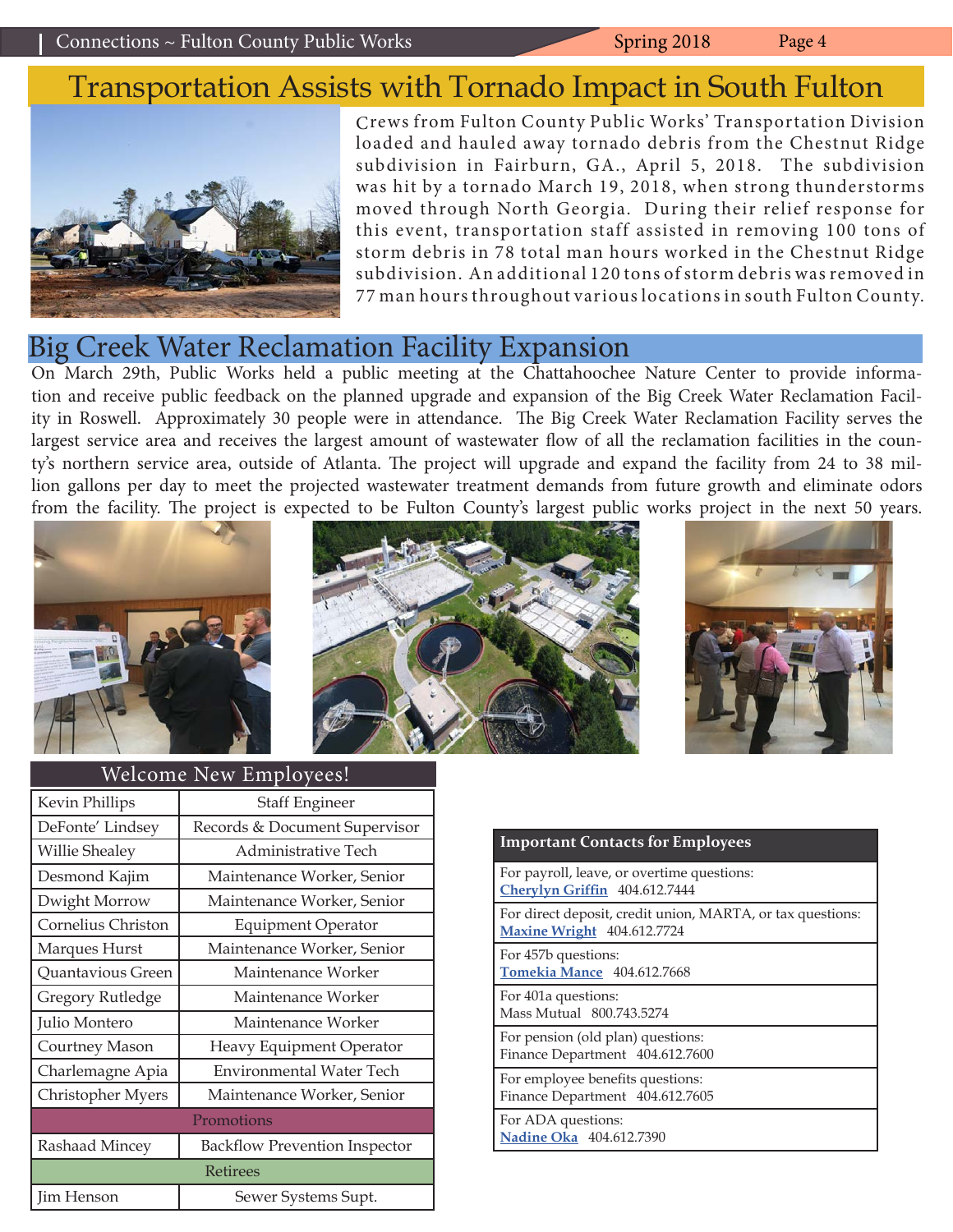# Transportation Assists with Tornado Impact in South Fulton

Crews from Fulton County Public Works' Transportation Division loaded and hauled away tornado debris from the Chestnut Ridge subdivision in Fairburn, GA., April 5, 2018. The subdivision was hit by a tornado March 19, 2018, when strong thunderstorms moved through North Georgia. During their relief response for this event, transportation staff assisted in removing 100 tons of storm debris in 78 total man hours worked in the Chestnut Ridge subdivision. An additional 120 tons of storm debris was removed in 77 man hours throughout various locations in south Fulton County.

# Big Creek Water Reclamation Facility Expansion

On March 29th, Public Works held a public meeting at the Chattahoochee Nature Center to provide information and receive public feedback on the planned upgrade and expansion of the Big Creek Water Reclamation Facility in Roswell. Approximately 30 people were in attendance. The Big Creek Water Reclamation Facility serves the largest service area and receives the largest amount of wastewater flow of all the reclamation facilities in the county's northern service area, outside of Atlanta. The project will upgrade and expand the facility from 24 to 38 million gallons per day to meet the projected wastewater treatment demands from future growth and eliminate odors from the facility. The project is expected to be Fulton County's largest public works project in the next 50 years.

## Welcome New Employees!

| | |
|---|---|
| Kevin Phillips | Staff Engineer |
| DeFonte' Lindsey | Records & Document Supervisor |
| Willie Shealey | Administrative Tech |
| Desmond Kajim | Maintenance Worker, Senior |
| Dwight Morrow | Maintenance Worker, Senior |
| Cornelius Christon | Equipment Operator |
| Marques Hurst | Maintenance Worker, Senior |
| Quantavious Green | Maintenance Worker |
| Gregory Rutledge | Maintenance Worker |
| Julio Montero | Maintenance Worker |
| Courtney Mason | Heavy Equipment Operator |
| Charlemagne Apia | Environmental Water Tech |
| Christopher Myers | Maintenance Worker, Senior |
| **Promotions** | |
| Rashaad Mincey | Backflow Prevention Inspector |
| **Retirees** | |
| Jim Henson | Sewer Systems Supt. |

| Important Contacts for Employees |
|---|
| For payroll, leave, or overtime questions: **Cherylyn Griffin** 404.612.7444 |
| For direct deposit, credit union, MARTA, or tax questions: **Maxine Wright** 404.612.7724 |
| For 457b questions: **Tomekia Mance** 404.612.7668 |
| For 401a questions: Mass Mutual 800.743.5274 |
| For pension (old plan) questions: Finance Department 404.612.7600 |
| For employee benefits questions: Finance Department 404.612.7605 |
| For ADA questions: **Nadine Oka** 404.612.7390 |